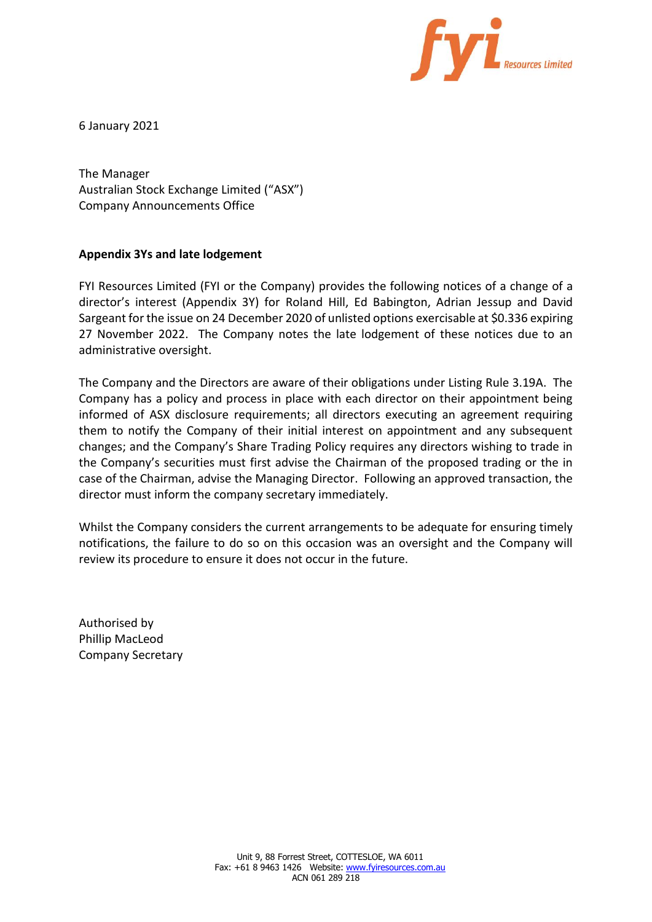6 January 2021

The Manager
Australian Stock Exchange Limited ("ASX")
Company Announcements Office

**Appendix 3Ys and late lodgement**

FYI Resources Limited (FYI or the Company) provides the following notices of a change of a director's interest (Appendix 3Y) for Roland Hill, Ed Babington, Adrian Jessup and David Sargeant for the issue on 24 December 2020 of unlisted options exercisable at $0.336 expiring 27 November 2022. The Company notes the late lodgement of these notices due to an administrative oversight.

The Company and the Directors are aware of their obligations under Listing Rule 3.19A. The Company has a policy and process in place with each director on their appointment being informed of ASX disclosure requirements; all directors executing an agreement requiring them to notify the Company of their initial interest on appointment and any subsequent changes; and the Company's Share Trading Policy requires any directors wishing to trade in the Company's securities must first advise the Chairman of the proposed trading or the in case of the Chairman, advise the Managing Director. Following an approved transaction, the director must inform the company secretary immediately.

Whilst the Company considers the current arrangements to be adequate for ensuring timely notifications, the failure to do so on this occasion was an oversight and the Company will review its procedure to ensure it does not occur in the future.

Authorised by
Phillip MacLeod
Company Secretary

Unit 9, 88 Forrest Street, COTTESLOE, WA 6011
Fax: +61 8 9463 1426 Website: www.fyiresources.com.au
ACN 061 289 218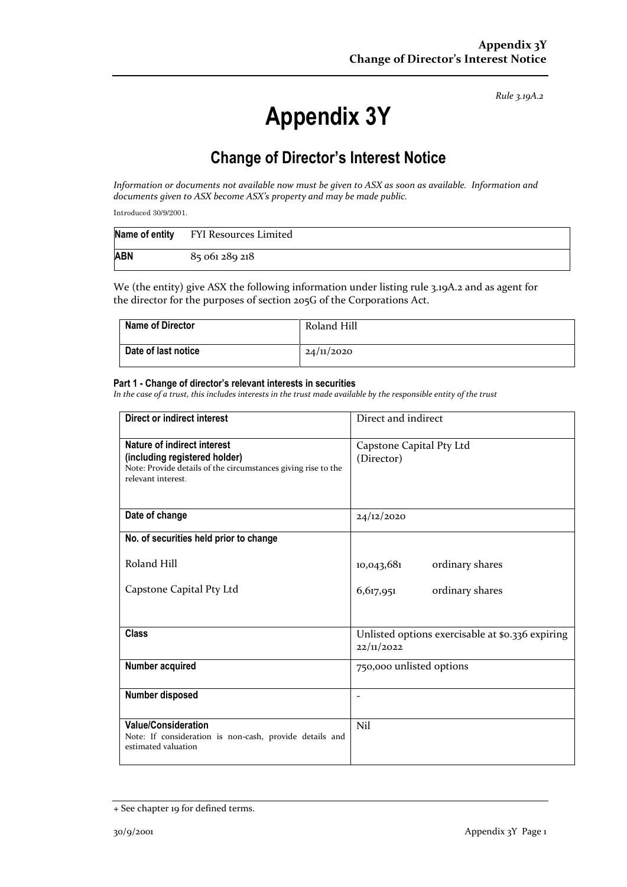*Rule 3.19A.2*

# Appendix 3Y

## Change of Director's Interest Notice

*Information or documents not available now must be given to ASX as soon as available. Information and documents given to ASX become ASX's property and may be made public.*

Introduced 30/9/2001.

| **Name of entity** | FYI Resources Limited |
|---|---|
| **ABN** | 85 061 289 218 |

We (the entity) give ASX the following information under listing rule 3.19A.2 and as agent for the director for the purposes of section 205G of the Corporations Act.

| **Name of Director** | Roland Hill |
|---|---|
| **Date of last notice** | 24/11/2020 |

#### Part 1 - Change of director's relevant interests in securities

*In the case of a trust, this includes interests in the trust made available by the responsible entity of the trust*

| | |
|---|---|
| **Direct or indirect interest** | Direct and indirect |
| **Nature of indirect interest (including registered holder)**<br>Note: Provide details of the circumstances giving rise to the relevant interest. | Capstone Capital Pty Ltd<br>(Director) |
| **Date of change** | 24/12/2020 |
| **No. of securities held prior to change**<br><br>Roland Hill<br><br>Capstone Capital Pty Ltd | <br><br>10,043,681 ordinary shares<br><br>6,617,951 ordinary shares |
| **Class** | Unlisted options exercisable at $0.336 expiring 22/11/2022 |
| **Number acquired** | 750,000 unlisted options |
| **Number disposed** | - |
| **Value/Consideration**<br>Note: If consideration is non-cash, provide details and estimated valuation | Nil |

+ See chapter 19 for defined terms.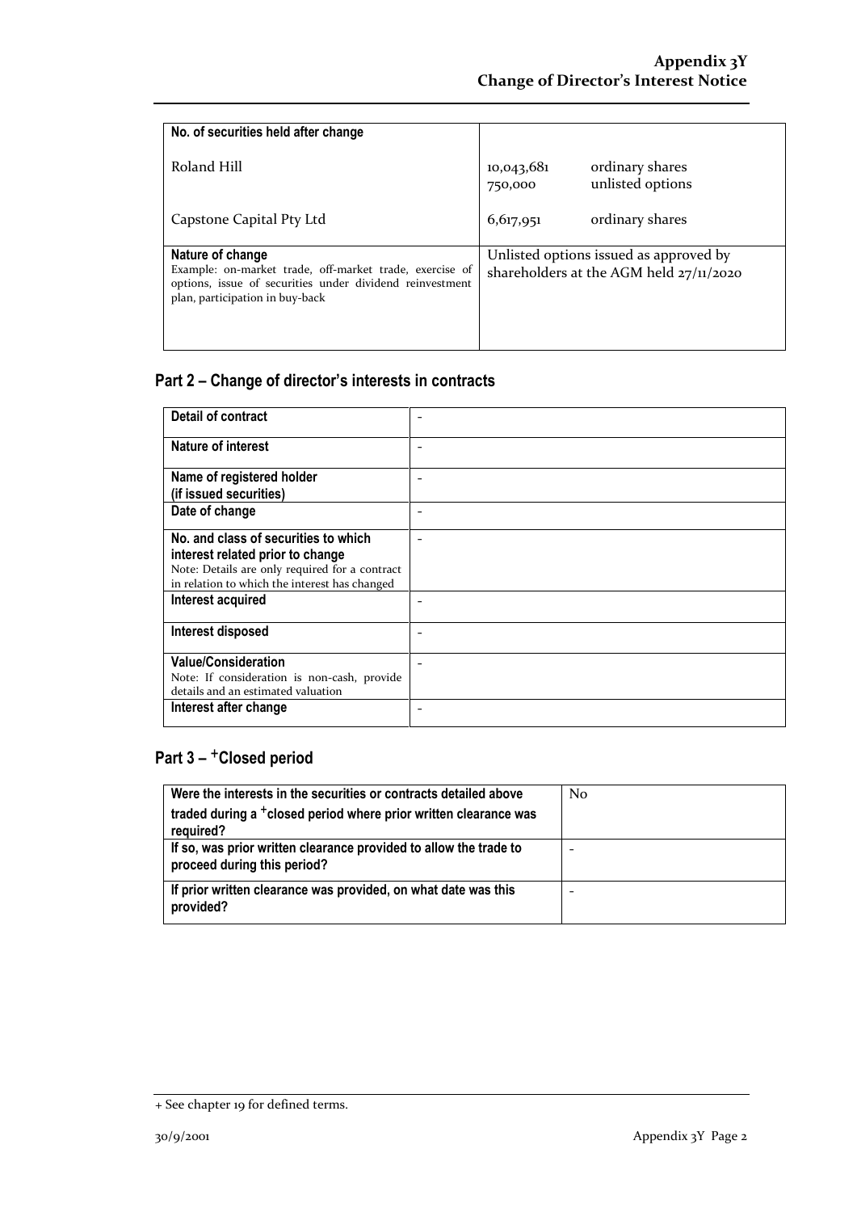| **No. of securities held after change** | |
|---|---|
| Roland Hill | 10,043,681 ordinary shares<br>750,000 unlisted options |
| Capstone Capital Pty Ltd | 6,617,951 ordinary shares |
| **Nature of change**<br>Example: on-market trade, off-market trade, exercise of options, issue of securities under dividend reinvestment plan, participation in buy-back | Unlisted options issued as approved by shareholders at the AGM held 27/11/2020 |

## Part 2 – Change of director's interests in contracts

| **Detail of contract** | - |
|---|---|
| **Nature of interest** | - |
| **Name of registered holder (if issued securities)** | - |
| **Date of change** | - |
| **No. and class of securities to which interest related prior to change**<br>Note: Details are only required for a contract in relation to which the interest has changed | - |
| **Interest acquired** | - |
| **Interest disposed** | - |
| **Value/Consideration**<br>Note: If consideration is non-cash, provide details and an estimated valuation | - |
| **Interest after change** | - |

## Part 3 – +Closed period

| **Were the interests in the securities or contracts detailed above traded during a +closed period where prior written clearance was required?** | No |
|---|---|
| **If so, was prior written clearance provided to allow the trade to proceed during this period?** | - |
| **If prior written clearance was provided, on what date was this provided?** | - |

+ See chapter 19 for defined terms.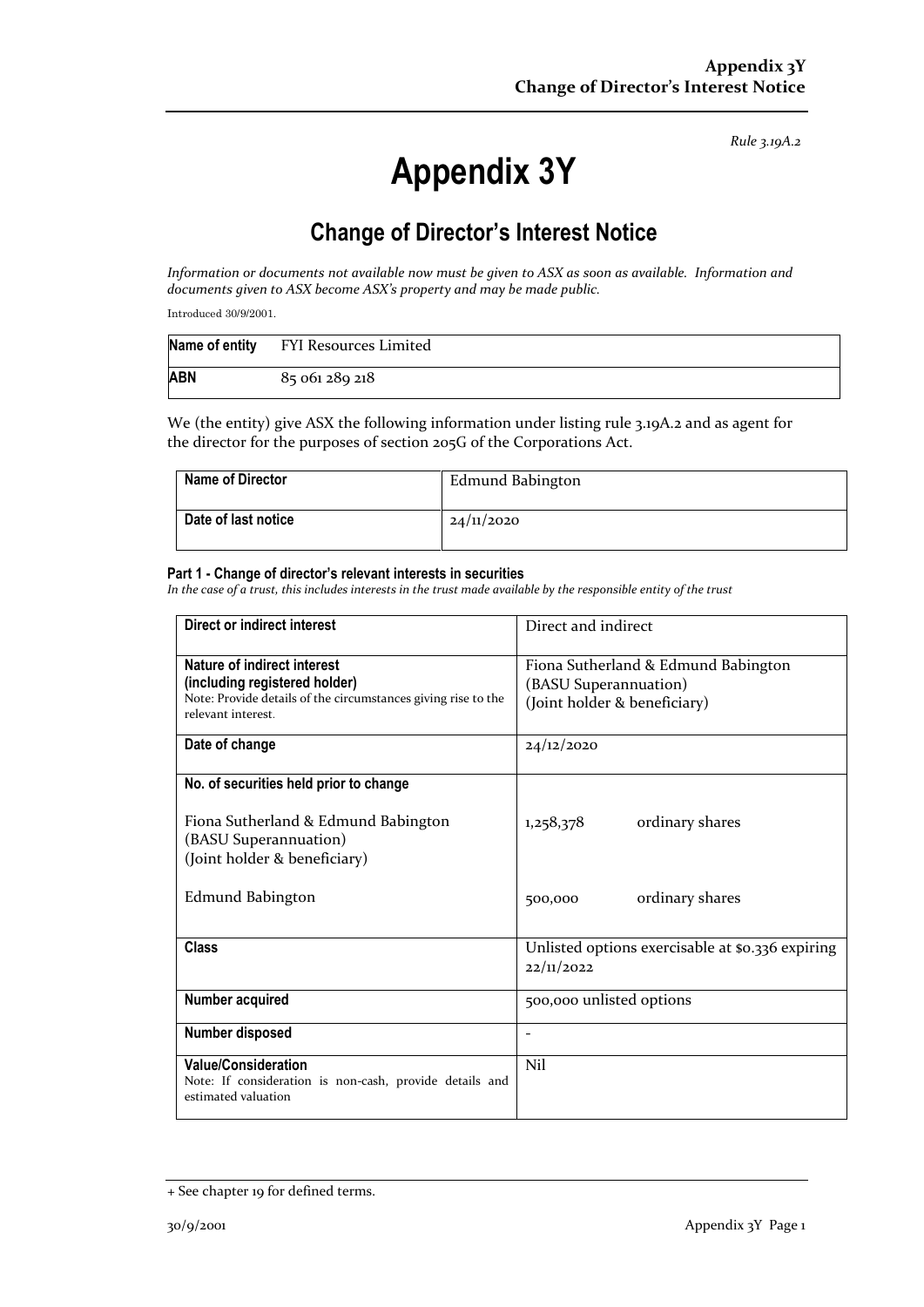*Rule 3.19A.2*

# Appendix 3Y

## Change of Director's Interest Notice

*Information or documents not available now must be given to ASX as soon as available. Information and documents given to ASX become ASX's property and may be made public.*

Introduced 30/9/2001.

| **Name of entity** | FYI Resources Limited |
|---|---|
| **ABN** | 85 061 289 218 |

We (the entity) give ASX the following information under listing rule 3.19A.2 and as agent for the director for the purposes of section 205G of the Corporations Act.

| **Name of Director** | Edmund Babington |
|---|---|
| **Date of last notice** | 24/11/2020 |

**Part 1 - Change of director's relevant interests in securities**

*In the case of a trust, this includes interests in the trust made available by the responsible entity of the trust*

| | |
|---|---|
| **Direct or indirect interest** | Direct and indirect |
| **Nature of indirect interest (including registered holder)**<br>Note: Provide details of the circumstances giving rise to the relevant interest. | Fiona Sutherland & Edmund Babington (BASU Superannuation) (Joint holder & beneficiary) |
| **Date of change** | 24/12/2020 |
| **No. of securities held prior to change**<br><br>Fiona Sutherland & Edmund Babington (BASU Superannuation) (Joint holder & beneficiary)<br><br>Edmund Babington | <br><br>1,258,378 ordinary shares<br><br>500,000 ordinary shares |
| **Class** | Unlisted options exercisable at $0.336 expiring 22/11/2022 |
| **Number acquired** | 500,000 unlisted options |
| **Number disposed** | - |
| **Value/Consideration**<br>Note: If consideration is non-cash, provide details and estimated valuation | Nil |

+ See chapter 19 for defined terms.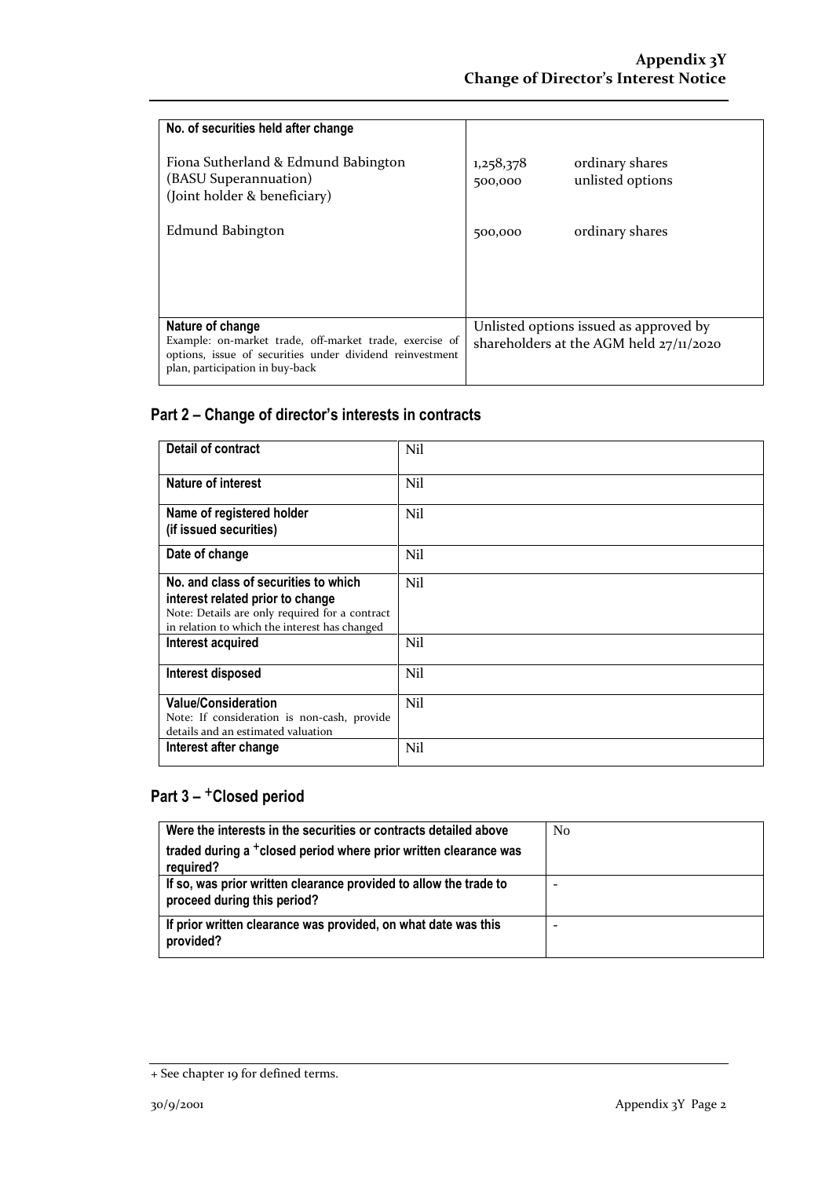| No. of securities held after change | | |
|---|---|---|
| Fiona Sutherland & Edmund Babington (BASU Superannuation) (Joint holder & beneficiary) | 1,258,378<br>500,000 | ordinary shares<br>unlisted options |
| Edmund Babington | 500,000 | ordinary shares |
| **Nature of change**<br>Example: on-market trade, off-market trade, exercise of options, issue of securities under dividend reinvestment plan, participation in buy-back | Unlisted options issued as approved by shareholders at the AGM held 27/11/2020 | |

## Part 2 – Change of director's interests in contracts

| | |
|---|---|
| **Detail of contract** | Nil |
| **Nature of interest** | Nil |
| **Name of registered holder (if issued securities)** | Nil |
| **Date of change** | Nil |
| **No. and class of securities to which interest related prior to change**<br>Note: Details are only required for a contract in relation to which the interest has changed | Nil |
| **Interest acquired** | Nil |
| **Interest disposed** | Nil |
| **Value/Consideration**<br>Note: If consideration is non-cash, provide details and an estimated valuation | Nil |
| **Interest after change** | Nil |

## Part 3 – +Closed period

| | |
|---|---|
| **Were the interests in the securities or contracts detailed above traded during a +closed period where prior written clearance was required?** | No |
| **If so, was prior written clearance provided to allow the trade to proceed during this period?** | - |
| **If prior written clearance was provided, on what date was this provided?** | - |

+ See chapter 19 for defined terms.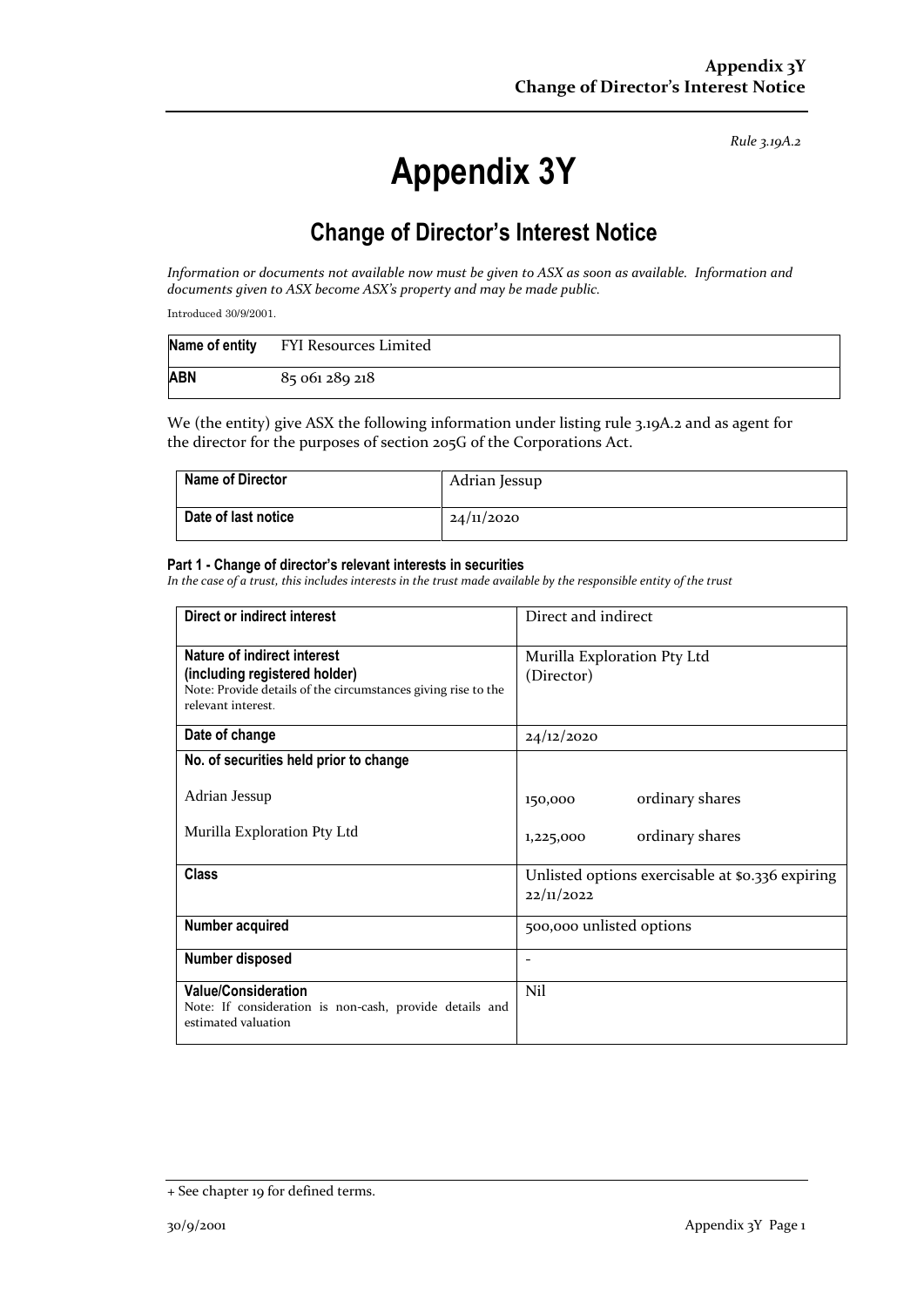*Rule 3.19A.2*

# Appendix 3Y

## Change of Director's Interest Notice

*Information or documents not available now must be given to ASX as soon as available. Information and documents given to ASX become ASX's property and may be made public.*

Introduced 30/9/2001.

| **Name of entity** | FYI Resources Limited |
|---|---|
| **ABN** | 85 061 289 218 |

We (the entity) give ASX the following information under listing rule 3.19A.2 and as agent for the director for the purposes of section 205G of the Corporations Act.

| **Name of Director** | Adrian Jessup |
|---|---|
| **Date of last notice** | 24/11/2020 |

#### Part 1 - Change of director's relevant interests in securities

*In the case of a trust, this includes interests in the trust made available by the responsible entity of the trust*

| | |
|---|---|
| **Direct or indirect interest** | Direct and indirect |
| **Nature of indirect interest (including registered holder)** Note: Provide details of the circumstances giving rise to the relevant interest. | Murilla Exploration Pty Ltd (Director) |
| **Date of change** | 24/12/2020 |
| **No. of securities held prior to change** Adrian Jessup Murilla Exploration Pty Ltd | 150,000 ordinary shares 1,225,000 ordinary shares |
| **Class** | Unlisted options exercisable at $0.336 expiring 22/11/2022 |
| **Number acquired** | 500,000 unlisted options |
| **Number disposed** | - |
| **Value/Consideration** Note: If consideration is non-cash, provide details and estimated valuation | Nil |

+ See chapter 19 for defined terms.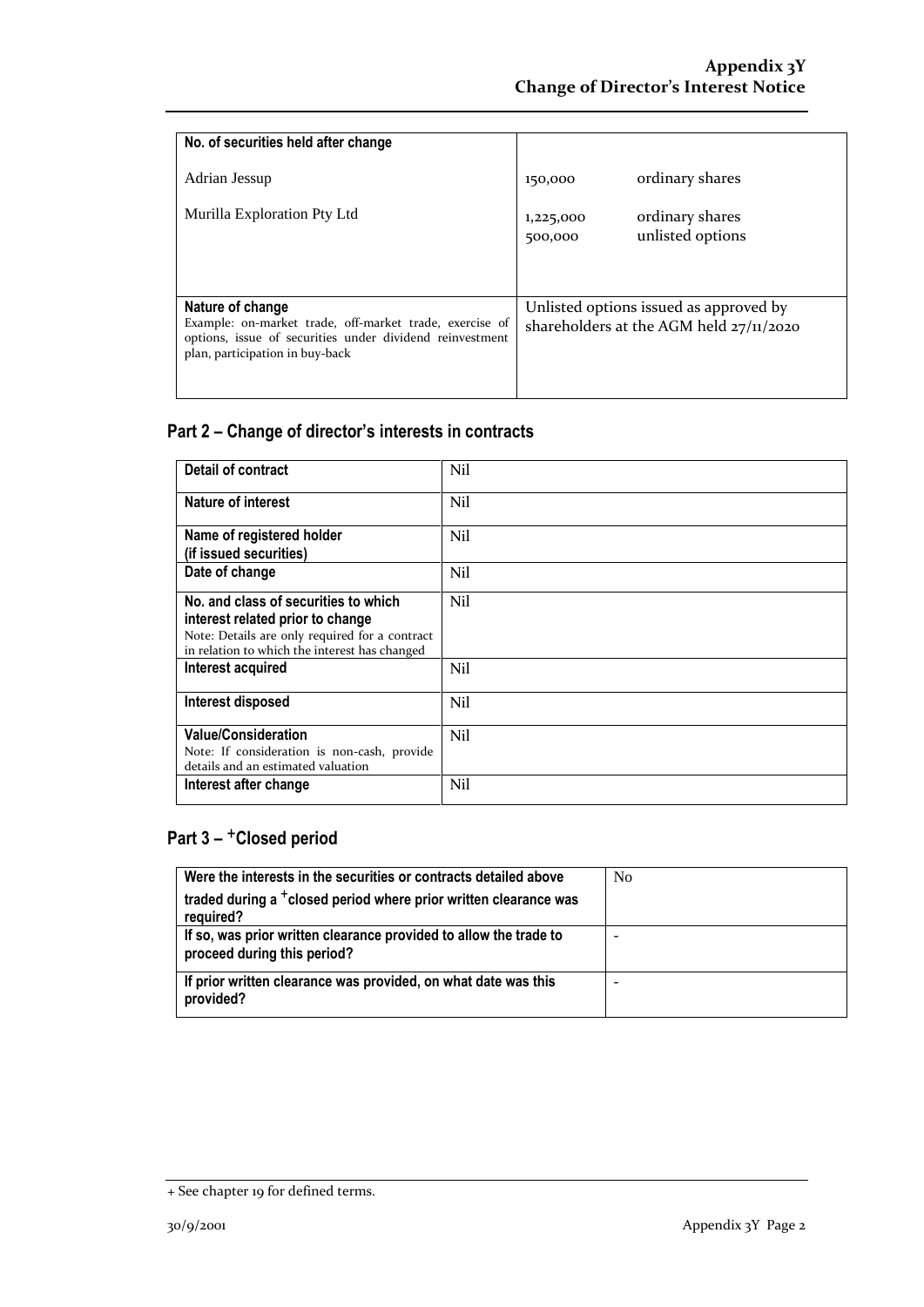| | |
|---|---|
| **No. of securities held after change**<br><br>Adrian Jessup<br><br>Murilla Exploration Pty Ltd | <br><br>150,000 ordinary shares<br><br>1,225,000 ordinary shares<br>500,000 unlisted options |
| **Nature of change**<br>Example: on-market trade, off-market trade, exercise of options, issue of securities under dividend reinvestment plan, participation in buy-back | Unlisted options issued as approved by shareholders at the AGM held 27/11/2020 |

## Part 2 – Change of director's interests in contracts

| | |
|---|---|
| **Detail of contract** | Nil |
| **Nature of interest** | Nil |
| **Name of registered holder (if issued securities)** | Nil |
| **Date of change** | Nil |
| **No. and class of securities to which interest related prior to change**<br>Note: Details are only required for a contract in relation to which the interest has changed | Nil |
| **Interest acquired** | Nil |
| **Interest disposed** | Nil |
| **Value/Consideration**<br>Note: If consideration is non-cash, provide details and an estimated valuation | Nil |
| **Interest after change** | Nil |

## Part 3 – +Closed period

| | |
|---|---|
| **Were the interests in the securities or contracts detailed above traded during a +closed period where prior written clearance was required?** | No |
| **If so, was prior written clearance provided to allow the trade to proceed during this period?** | - |
| **If prior written clearance was provided, on what date was this provided?** | - |

+ See chapter 19 for defined terms.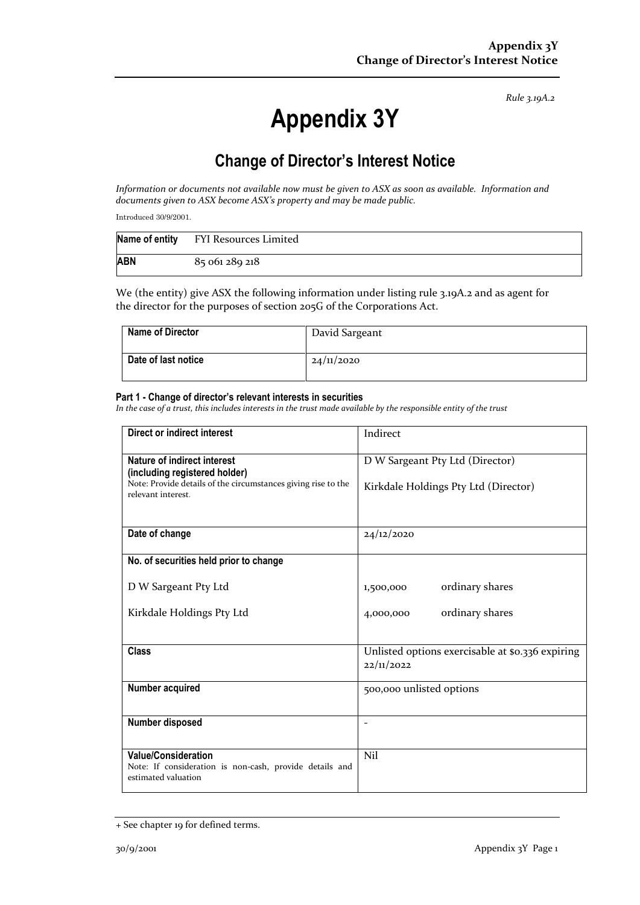Rule 3.19A.2

# Appendix 3Y

## Change of Director's Interest Notice

*Information or documents not available now must be given to ASX as soon as available. Information and documents given to ASX become ASX's property and may be made public.*

Introduced 30/9/2001.

| **Name of entity** | FYI Resources Limited |
|---|---|
| **ABN** | 85 061 289 218 |

We (the entity) give ASX the following information under listing rule 3.19A.2 and as agent for the director for the purposes of section 205G of the Corporations Act.

| **Name of Director** | David Sargeant |
|---|---|
| **Date of last notice** | 24/11/2020 |

#### Part 1 - Change of director's relevant interests in securities

*In the case of a trust, this includes interests in the trust made available by the responsible entity of the trust*

| | |
|---|---|
| **Direct or indirect interest** | Indirect |
| **Nature of indirect interest (including registered holder)**<br>Note: Provide details of the circumstances giving rise to the relevant interest. | D W Sargeant Pty Ltd (Director)<br><br>Kirkdale Holdings Pty Ltd (Director) |
| **Date of change** | 24/12/2020 |
| **No. of securities held prior to change**<br><br>D W Sargeant Pty Ltd<br><br>Kirkdale Holdings Pty Ltd | <br><br>1,500,000 ordinary shares<br><br>4,000,000 ordinary shares |
| **Class** | Unlisted options exercisable at $0.336 expiring 22/11/2022 |
| **Number acquired** | 500,000 unlisted options |
| **Number disposed** | - |
| **Value/Consideration**<br>Note: If consideration is non-cash, provide details and estimated valuation | Nil |

+ See chapter 19 for defined terms.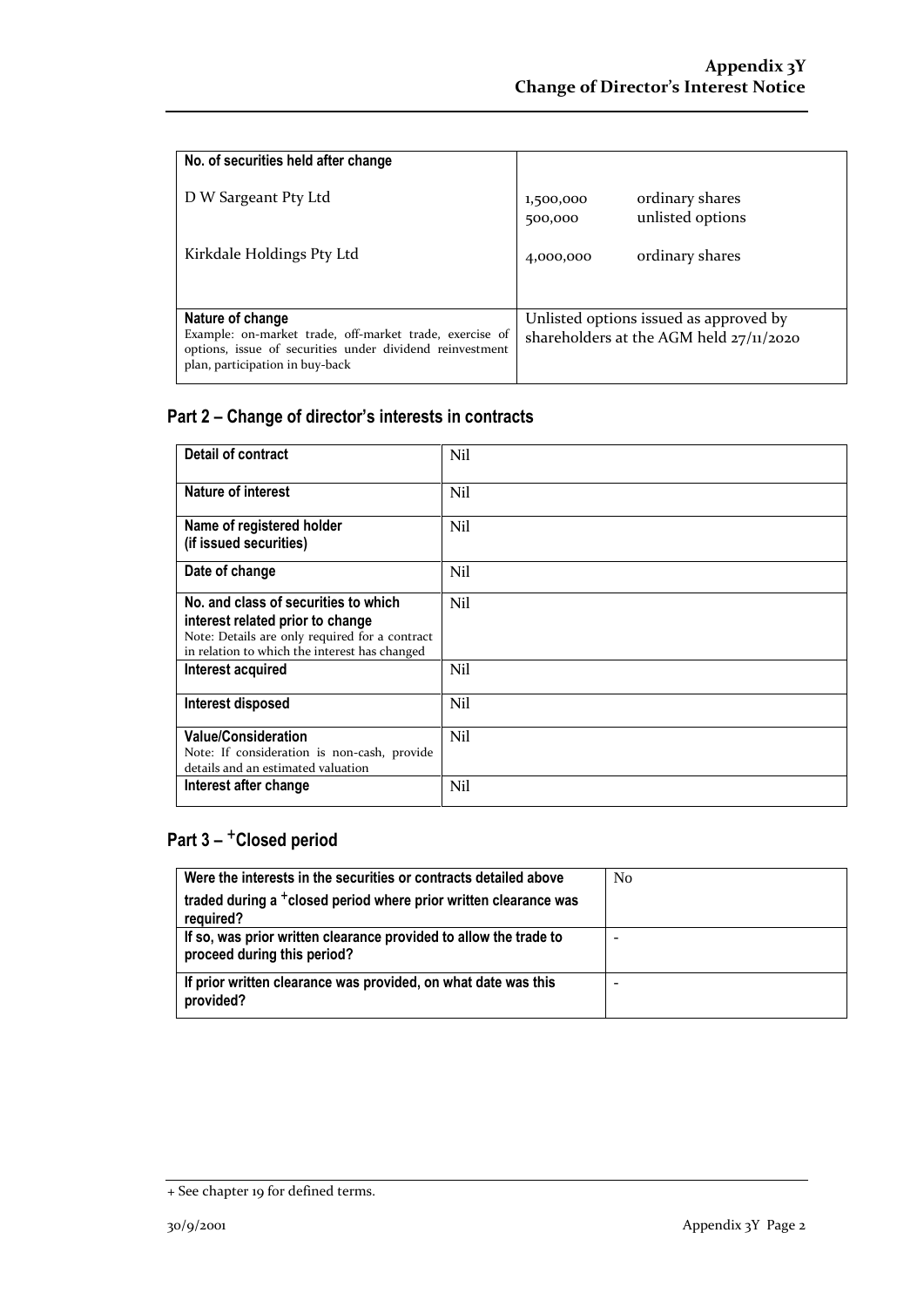| | |
|---|---|
| **No. of securities held after change**<br><br>D W Sargeant Pty Ltd<br><br>Kirkdale Holdings Pty Ltd | <br><br>1,500,000 ordinary shares<br>500,000 unlisted options<br><br>4,000,000 ordinary shares |
| **Nature of change**<br>Example: on-market trade, off-market trade, exercise of options, issue of securities under dividend reinvestment plan, participation in buy-back | Unlisted options issued as approved by shareholders at the AGM held 27/11/2020 |

## Part 2 – Change of director's interests in contracts

| | |
|---|---|
| **Detail of contract** | Nil |
| **Nature of interest** | Nil |
| **Name of registered holder (if issued securities)** | Nil |
| **Date of change** | Nil |
| **No. and class of securities to which interest related prior to change**<br>Note: Details are only required for a contract in relation to which the interest has changed | Nil |
| **Interest acquired** | Nil |
| **Interest disposed** | Nil |
| **Value/Consideration**<br>Note: If consideration is non-cash, provide details and an estimated valuation | Nil |
| **Interest after change** | Nil |

## Part 3 – +Closed period

| | |
|---|---|
| **Were the interests in the securities or contracts detailed above traded during a +closed period where prior written clearance was required?** | No |
| **If so, was prior written clearance provided to allow the trade to proceed during this period?** | - |
| **If prior written clearance was provided, on what date was this provided?** | - |

+ See chapter 19 for defined terms.